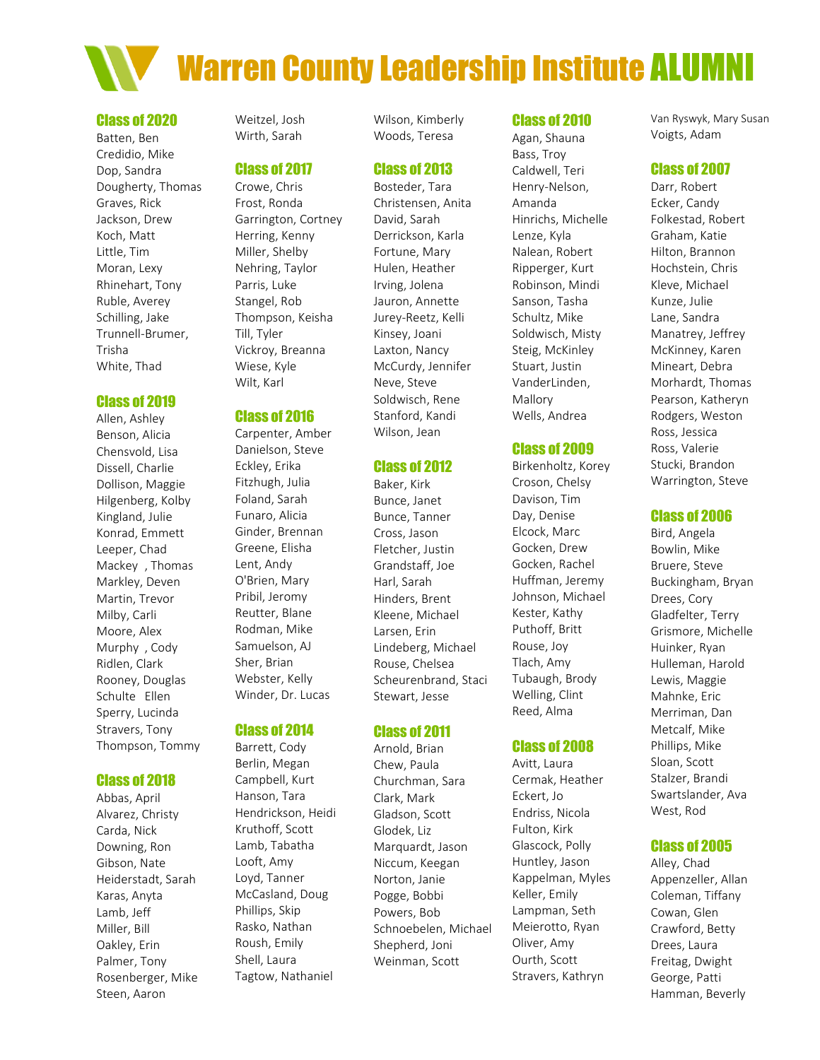# Warren County Leadership Institute ALUMNI

## Class of 2020

Batten, Ben
Credidio, Mike
Dop, Sandra
Dougherty, Thomas
Graves, Rick
Jackson, Drew
Koch, Matt
Little, Tim
Moran, Lexy
Rhinehart, Tony
Ruble, Averey
Schilling, Jake
Trunnell-Brumer, Trisha
White, Thad

## Class of 2019

Allen, Ashley
Benson, Alicia
Chensvold, Lisa
Dissell, Charlie
Dollison, Maggie
Hilgenberg, Kolby
Kingland, Julie
Konrad, Emmett
Leeper, Chad
Mackey , Thomas
Markley, Deven
Martin, Trevor
Milby, Carli
Moore, Alex
Murphy , Cody
Ridlen, Clark
Rooney, Douglas
Schulte Ellen
Sperry, Lucinda
Stravers, Tony
Thompson, Tommy

## Class of 2018

Abbas, April
Alvarez, Christy
Carda, Nick
Downing, Ron
Gibson, Nate
Heiderstadt, Sarah
Karas, Anyta
Lamb, Jeff
Miller, Bill
Oakley, Erin
Palmer, Tony
Rosenberger, Mike
Steen, Aaron
Weitzel, Josh
Wirth, Sarah

## Class of 2017

Crowe, Chris
Frost, Ronda
Garrington, Cortney
Herring, Kenny
Miller, Shelby
Nehring, Taylor
Parris, Luke
Stangel, Rob
Thompson, Keisha
Till, Tyler
Vickroy, Breanna
Wiese, Kyle
Wilt, Karl

## Class of 2016

Carpenter, Amber
Danielson, Steve
Eckley, Erika
Fitzhugh, Julia
Foland, Sarah
Funaro, Alicia
Ginder, Brennan
Greene, Elisha
Lent, Andy
O'Brien, Mary
Pribil, Jeromy
Reutter, Blane
Rodman, Mike
Samuelson, AJ
Sher, Brian
Webster, Kelly
Winder, Dr. Lucas

## Class of 2014

Barrett, Cody
Berlin, Megan
Campbell, Kurt
Hanson, Tara
Hendrickson, Heidi
Kruthoff, Scott
Lamb, Tabatha
Looft, Amy
Loyd, Tanner
McCasland, Doug
Phillips, Skip
Rasko, Nathan
Roush, Emily
Shell, Laura
Tagtow, Nathaniel
Wilson, Kimberly
Woods, Teresa

## Class of 2013

Bosteder, Tara
Christensen, Anita
David, Sarah
Derrickson, Karla
Fortune, Mary
Hulen, Heather
Irving, Jolena
Jauron, Annette
Jurey-Reetz, Kelli
Kinsey, Joani
Laxton, Nancy
McCurdy, Jennifer
Neve, Steve
Soldwisch, Rene
Stanford, Kandi
Wilson, Jean

## Class of 2012

Baker, Kirk
Bunce, Janet
Bunce, Tanner
Cross, Jason
Fletcher, Justin
Grandstaff, Joe
Harl, Sarah
Hinders, Brent
Kleene, Michael
Larsen, Erin
Lindeberg, Michael
Rouse, Chelsea
Scheurenbrand, Staci
Stewart, Jesse

## Class of 2011

Arnold, Brian
Chew, Paula
Churchman, Sara
Clark, Mark
Gladson, Scott
Glodek, Liz
Marquardt, Jason
Niccum, Keegan
Norton, Janie
Pogge, Bobbi
Powers, Bob
Schnoebelen, Michael
Shepherd, Joni
Weinman, Scott

## Class of 2010

Agan, Shauna
Bass, Troy
Caldwell, Teri
Henry-Nelson, Amanda
Hinrichs, Michelle
Lenze, Kyla
Nalean, Robert
Ripperger, Kurt
Robinson, Mindi
Sanson, Tasha
Schultz, Mike
Soldwisch, Misty
Steig, McKinley
Stuart, Justin
VanderLinden, Mallory
Wells, Andrea

## Class of 2009

Birkenholtz, Korey
Croson, Chelsy
Davison, Tim
Day, Denise
Elcock, Marc
Gocken, Drew
Gocken, Rachel
Huffman, Jeremy
Johnson, Michael
Kester, Kathy
Puthoff, Britt
Rouse, Joy
Tlach, Amy
Tubaugh, Brody
Welling, Clint
Reed, Alma

## Class of 2008

Avitt, Laura
Cermak, Heather
Eckert, Jo
Endriss, Nicola
Fulton, Kirk
Glascock, Polly
Huntley, Jason
Kappelman, Myles
Keller, Emily
Lampman, Seth
Meierotto, Ryan
Oliver, Amy
Ourth, Scott
Stravers, Kathryn
Van Ryswyk, Mary Susan
Voigts, Adam

## Class of 2007

Darr, Robert
Ecker, Candy
Folkestad, Robert
Graham, Katie
Hilton, Brannon
Hochstein, Chris
Kleve, Michael
Kunze, Julie
Lane, Sandra
Manatrey, Jeffrey
McKinney, Karen
Mineart, Debra
Morhardt, Thomas
Pearson, Katheryn
Rodgers, Weston
Ross, Jessica
Ross, Valerie
Stucki, Brandon
Warrington, Steve

## Class of 2006

Bird, Angela
Bowlin, Mike
Bruere, Steve
Buckingham, Bryan
Drees, Cory
Gladfelter, Terry
Grismore, Michelle
Huinker, Ryan
Hulleman, Harold
Lewis, Maggie
Mahnke, Eric
Merriman, Dan
Metcalf, Mike
Phillips, Mike
Sloan, Scott
Stalzer, Brandi
Swartslander, Ava
West, Rod

## Class of 2005

Alley, Chad
Appenzeller, Allan
Coleman, Tiffany
Cowan, Glen
Crawford, Betty
Drees, Laura
Freitag, Dwight
George, Patti
Hamman, Beverly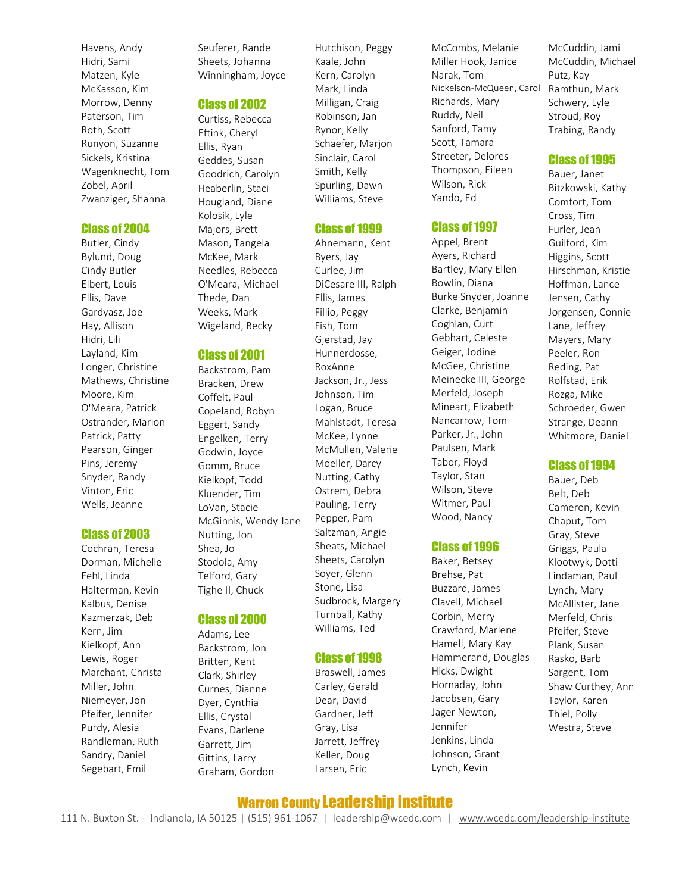Havens, Andy
Hidri, Sami
Matzen, Kyle
McKasson, Kim
Morrow, Denny
Paterson, Tim
Roth, Scott
Runyon, Suzanne
Sickels, Kristina
Wagenknecht, Tom
Zobel, April
Zwanziger, Shanna

## Class of 2004

Butler, Cindy
Bylund, Doug
Cindy Butler
Elbert, Louis
Ellis, Dave
Gardyasz, Joe
Hay, Allison
Hidri, Lili
Layland, Kim
Longer, Christine
Mathews, Christine
Moore, Kim
O'Meara, Patrick
Ostrander, Marion
Patrick, Patty
Pearson, Ginger
Pins, Jeremy
Snyder, Randy
Vinton, Eric
Wells, Jeanne

## Class of 2003

Cochran, Teresa
Dorman, Michelle
Fehl, Linda
Halterman, Kevin
Kalbus, Denise
Kazmerzak, Deb
Kern, Jim
Kielkopf, Ann
Lewis, Roger
Marchant, Christa
Miller, John
Niemeyer, Jon
Pfeifer, Jennifer
Purdy, Alesia
Randleman, Ruth
Sandry, Daniel
Segebart, Emil
Seuferer, Rande
Sheets, Johanna
Winningham, Joyce

## Class of 2002

Curtiss, Rebecca
Eftink, Cheryl
Ellis, Ryan
Geddes, Susan
Goodrich, Carolyn
Heaberlin, Staci
Hougland, Diane
Kolosik, Lyle
Majors, Brett
Mason, Tangela
McKee, Mark
Needles, Rebecca
O'Meara, Michael
Thede, Dan
Weeks, Mark
Wigeland, Becky

## Class of 2001

Backstrom, Pam
Bracken, Drew
Coffelt, Paul
Copeland, Robyn
Eggert, Sandy
Engelken, Terry
Godwin, Joyce
Gomm, Bruce
Kielkopf, Todd
Kluender, Tim
LoVan, Stacie
McGinnis, Wendy Jane
Nutting, Jon
Shea, Jo
Stodola, Amy
Telford, Gary
Tighe II, Chuck

## Class of 2000

Adams, Lee
Backstrom, Jon
Britten, Kent
Clark, Shirley
Curnes, Dianne
Dyer, Cynthia
Ellis, Crystal
Evans, Darlene
Garrett, Jim
Gittins, Larry
Graham, Gordon
Hutchison, Peggy
Kaale, John
Kern, Carolyn
Mark, Linda
Milligan, Craig
Robinson, Jan
Rynor, Kelly
Schaefer, Marjon
Sinclair, Carol
Smith, Kelly
Spurling, Dawn
Williams, Steve

## Class of 1999

Ahnemann, Kent
Byers, Jay
Curlee, Jim
DiCesare III, Ralph
Ellis, James
Fillio, Peggy
Fish, Tom
Gjerstad, Jay
Hunnerdosse, RoxAnne
Jackson, Jr., Jess
Johnson, Tim
Logan, Bruce
Mahlstadt, Teresa
McKee, Lynne
McMullen, Valerie
Moeller, Darcy
Nutting, Cathy
Ostrem, Debra
Pauling, Terry
Pepper, Pam
Saltzman, Angie
Sheats, Michael
Sheets, Carolyn
Soyer, Glenn
Stone, Lisa
Sudbrock, Margery
Turnball, Kathy
Williams, Ted

## Class of 1998

Braswell, James
Carley, Gerald
Dear, David
Gardner, Jeff
Gray, Lisa
Jarrett, Jeffrey
Keller, Doug
Larsen, Eric
McCombs, Melanie
Miller Hook, Janice
Narak, Tom
Nickelson-McQueen, Carol
Richards, Mary
Ruddy, Neil
Sanford, Tamy
Scott, Tamara
Streeter, Delores
Thompson, Eileen
Wilson, Rick
Yando, Ed

## Class of 1997

Appel, Brent
Ayers, Richard
Bartley, Mary Ellen
Bowlin, Diana
Burke Snyder, Joanne
Clarke, Benjamin
Coghlan, Curt
Gebhart, Celeste
Geiger, Jodine
McGee, Christine
Meinecke III, George
Merfeld, Joseph
Mineart, Elizabeth
Nancarrow, Tom
Parker, Jr., John
Paulsen, Mark
Tabor, Floyd
Taylor, Stan
Wilson, Steve
Witmer, Paul
Wood, Nancy

## Class of 1996

Baker, Betsey
Brehse, Pat
Buzzard, James
Clavell, Michael
Corbin, Merry
Crawford, Marlene
Hamell, Mary Kay
Hammerand, Douglas
Hicks, Dwight
Hornaday, John
Jacobsen, Gary
Jager Newton, Jennifer
Jenkins, Linda
Johnson, Grant
Lynch, Kevin
McCuddin, Jami
McCuddin, Michael
Putz, Kay
Ramthun, Mark
Schwery, Lyle
Stroud, Roy
Trabing, Randy

## Class of 1995

Bauer, Janet
Bitzkowski, Kathy
Comfort, Tom
Cross, Tim
Furler, Jean
Guilford, Kim
Higgins, Scott
Hirschman, Kristie
Hoffman, Lance
Jensen, Cathy
Jorgensen, Connie
Lane, Jeffrey
Mayers, Mary
Peeler, Ron
Reding, Pat
Rolfstad, Erik
Rozga, Mike
Schroeder, Gwen
Strange, Deann
Whitmore, Daniel

## Class of 1994

Bauer, Deb
Belt, Deb
Cameron, Kevin
Chaput, Tom
Gray, Steve
Griggs, Paula
Klootwyk, Dotti
Lindaman, Paul
Lynch, Mary
McAllister, Jane
Merfeld, Chris
Pfeifer, Steve
Plank, Susan
Rasko, Barb
Sargent, Tom
Shaw Curthey, Ann
Taylor, Karen
Thiel, Polly
Westra, Steve

**Warren County Leadership Institute**
111 N. Buxton St. - Indianola, IA 50125 | (515) 961-1067 | leadership@wcedc.com | www.wcedc.com/leadership-institute